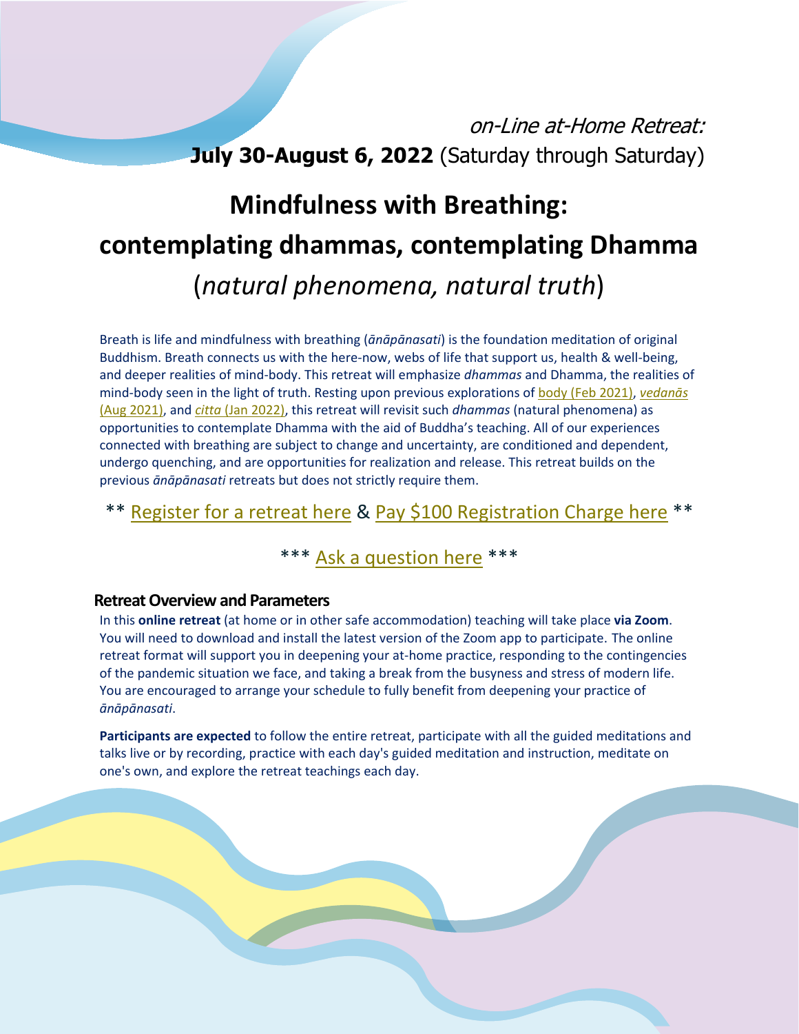*on-Line at-Home Retreat:*

**July 30-August 6, 2022** (Saturday through Saturday)

# Mindfulness with Breathing: contemplating dhammas, contemplating Dhamma

## (*natural phenomena, natural truth*)

Breath is life and mindfulness with breathing (*ānāpānasati*) is the foundation meditation of original Buddhism. Breath connects us with the here-now, webs of life that support us, health & well-being, and deeper realities of mind-body. This retreat will emphasize *dhammas* and Dhamma, the realities of mind-body seen in the light of truth. Resting upon previous explorations of body (Feb 2021), *vedanās* (Aug 2021), and *citta* (Jan 2022), this retreat will revisit such *dhammas* (natural phenomena) as opportunities to contemplate Dhamma with the aid of Buddha's teaching. All of our experiences connected with breathing are subject to change and uncertainty, are conditioned and dependent, undergo quenching, and are opportunities for realization and release. This retreat builds on the previous *ānāpānasati* retreats but does not strictly require them.

** Register for a retreat here & Pay $100 Registration Charge here **

*** Ask a question here ***

### Retreat Overview and Parameters

In this **online retreat** (at home or in other safe accommodation) teaching will take place **via Zoom**. You will need to download and install the latest version of the Zoom app to participate. The online retreat format will support you in deepening your at-home practice, responding to the contingencies of the pandemic situation we face, and taking a break from the busyness and stress of modern life. You are encouraged to arrange your schedule to fully benefit from deepening your practice of *ānāpānasati*.

**Participants are expected** to follow the entire retreat, participate with all the guided meditations and talks live or by recording, practice with each day's guided meditation and instruction, meditate on one's own, and explore the retreat teachings each day.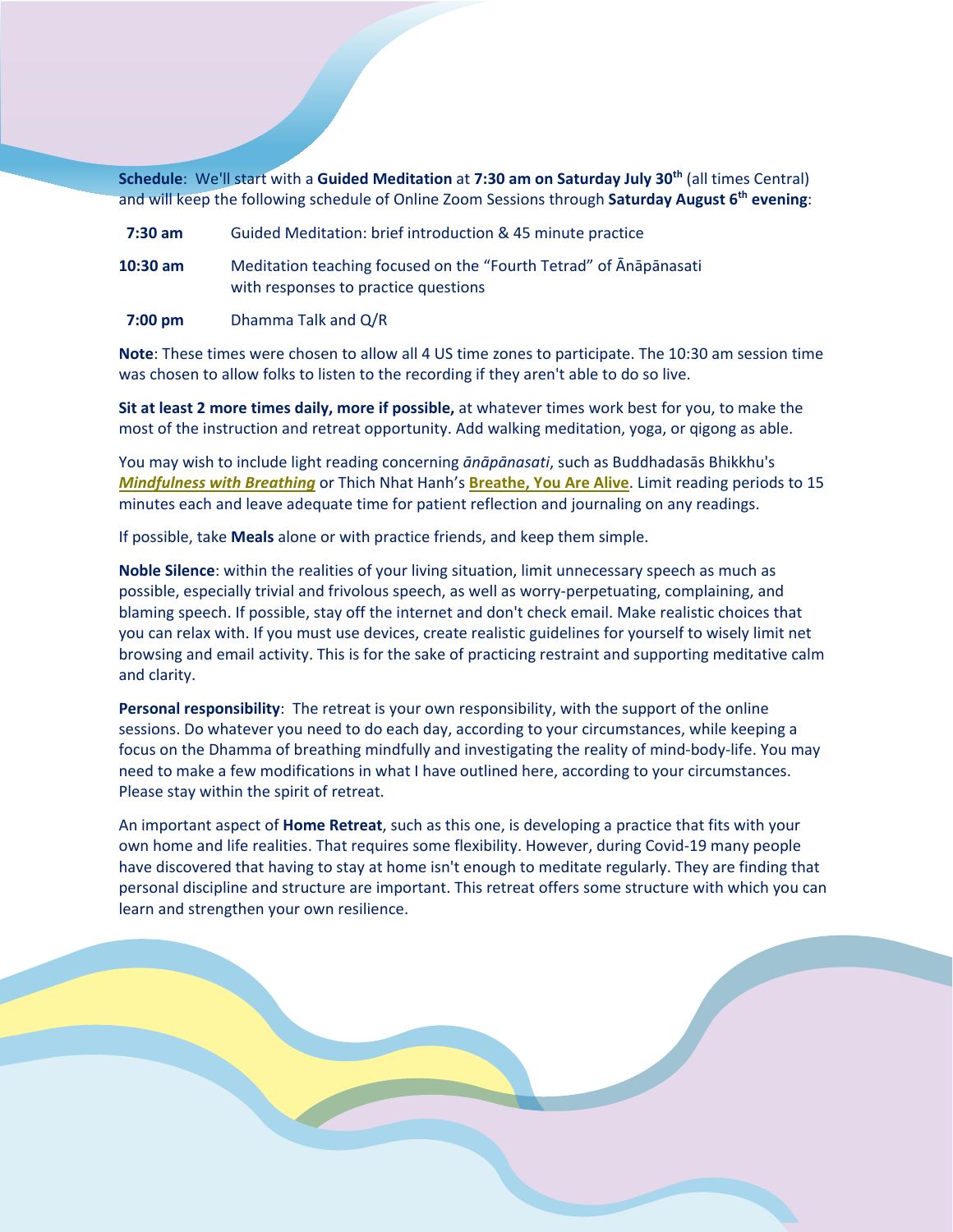**Schedule**: We'll start with a **Guided Meditation** at **7:30 am on Saturday July 30th** (all times Central) and will keep the following schedule of Online Zoom Sessions through **Saturday August 6th evening**:

| | |
|---|---|
| **7:30 am** | Guided Meditation: brief introduction & 45 minute practice |
| **10:30 am** | Meditation teaching focused on the "Fourth Tetrad" of Ānāpānasati with responses to practice questions |
| **7:00 pm** | Dhamma Talk and Q/R |

**Note**: These times were chosen to allow all 4 US time zones to participate. The 10:30 am session time was chosen to allow folks to listen to the recording if they aren't able to do so live.

**Sit at least 2 more times daily, more if possible,** at whatever times work best for you, to make the most of the instruction and retreat opportunity. Add walking meditation, yoga, or qigong as able.

You may wish to include light reading concerning *ānāpānasati*, such as Buddhadasās Bhikkhu's ***Mindfulness with Breathing*** or Thich Nhat Hanh's **Breathe, You Are Alive**. Limit reading periods to 15 minutes each and leave adequate time for patient reflection and journaling on any readings.

If possible, take **Meals** alone or with practice friends, and keep them simple.

**Noble Silence**: within the realities of your living situation, limit unnecessary speech as much as possible, especially trivial and frivolous speech, as well as worry-perpetuating, complaining, and blaming speech. If possible, stay off the internet and don't check email. Make realistic choices that you can relax with. If you must use devices, create realistic guidelines for yourself to wisely limit net browsing and email activity. This is for the sake of practicing restraint and supporting meditative calm and clarity.

**Personal responsibility**: The retreat is your own responsibility, with the support of the online sessions. Do whatever you need to do each day, according to your circumstances, while keeping a focus on the Dhamma of breathing mindfully and investigating the reality of mind-body-life. You may need to make a few modifications in what I have outlined here, according to your circumstances. Please stay within the spirit of retreat.

An important aspect of **Home Retreat**, such as this one, is developing a practice that fits with your own home and life realities. That requires some flexibility. However, during Covid-19 many people have discovered that having to stay at home isn't enough to meditate regularly. They are finding that personal discipline and structure are important. This retreat offers some structure with which you can learn and strengthen your own resilience.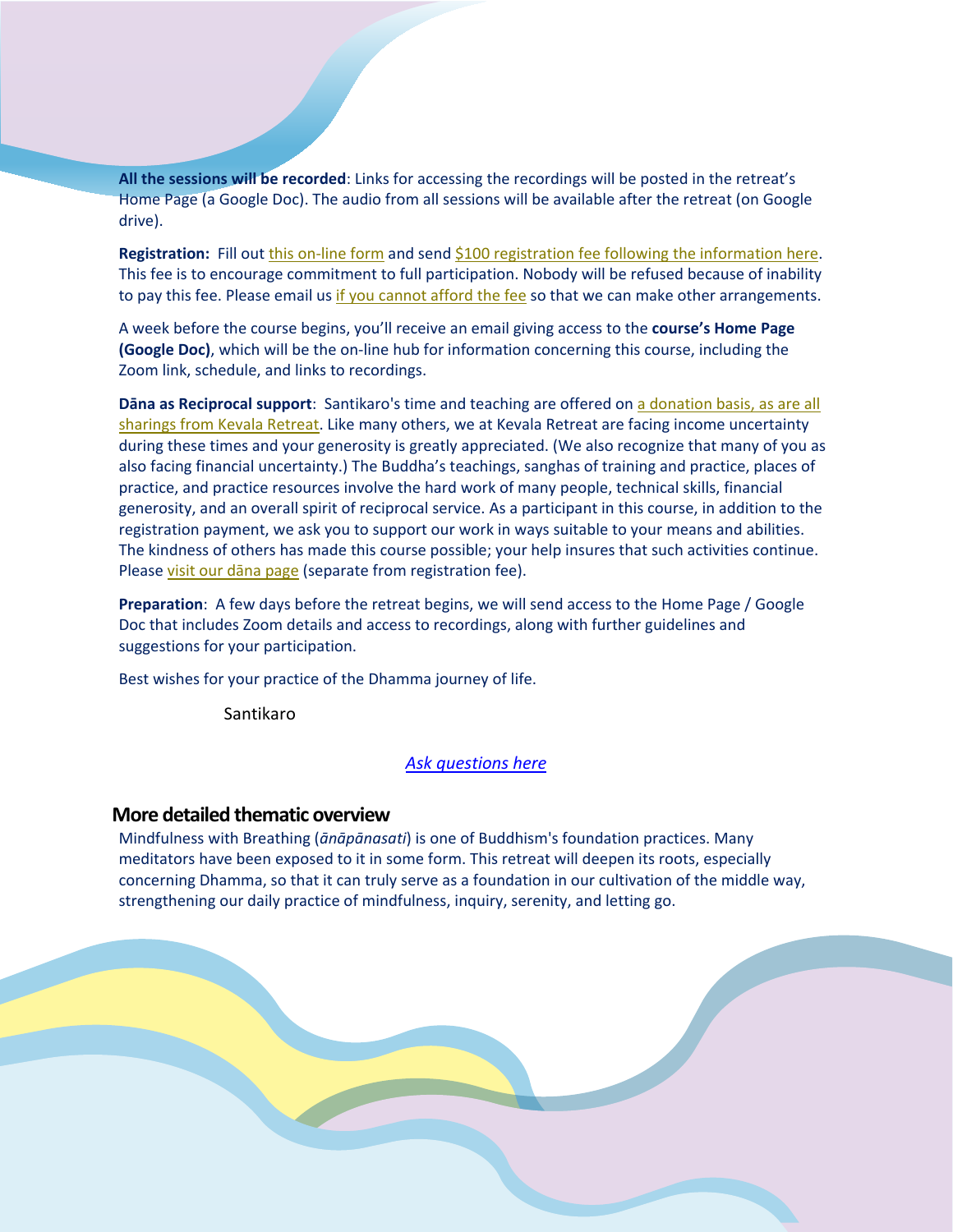**All the sessions will be recorded**: Links for accessing the recordings will be posted in the retreat's Home Page (a Google Doc). The audio from all sessions will be available after the retreat (on Google drive).

**Registration:** Fill out this on-line form and send $100 registration fee following the information here. This fee is to encourage commitment to full participation. Nobody will be refused because of inability to pay this fee. Please email us if you cannot afford the fee so that we can make other arrangements.

A week before the course begins, you'll receive an email giving access to the **course's Home Page (Google Doc)**, which will be the on-line hub for information concerning this course, including the Zoom link, schedule, and links to recordings.

**Dāna as Reciprocal support**: Santikaro's time and teaching are offered on a donation basis, as are all sharings from Kevala Retreat. Like many others, we at Kevala Retreat are facing income uncertainty during these times and your generosity is greatly appreciated. (We also recognize that many of you as also facing financial uncertainty.) The Buddha's teachings, sanghas of training and practice, places of practice, and practice resources involve the hard work of many people, technical skills, financial generosity, and an overall spirit of reciprocal service. As a participant in this course, in addition to the registration payment, we ask you to support our work in ways suitable to your means and abilities. The kindness of others has made this course possible; your help insures that such activities continue. Please visit our dāna page (separate from registration fee).

**Preparation**: A few days before the retreat begins, we will send access to the Home Page / Google Doc that includes Zoom details and access to recordings, along with further guidelines and suggestions for your participation.

Best wishes for your practice of the Dhamma journey of life.

Santikaro

*Ask questions here*

## More detailed thematic overview

Mindfulness with Breathing (*ānāpānasati*) is one of Buddhism's foundation practices. Many meditators have been exposed to it in some form. This retreat will deepen its roots, especially concerning Dhamma, so that it can truly serve as a foundation in our cultivation of the middle way, strengthening our daily practice of mindfulness, inquiry, serenity, and letting go.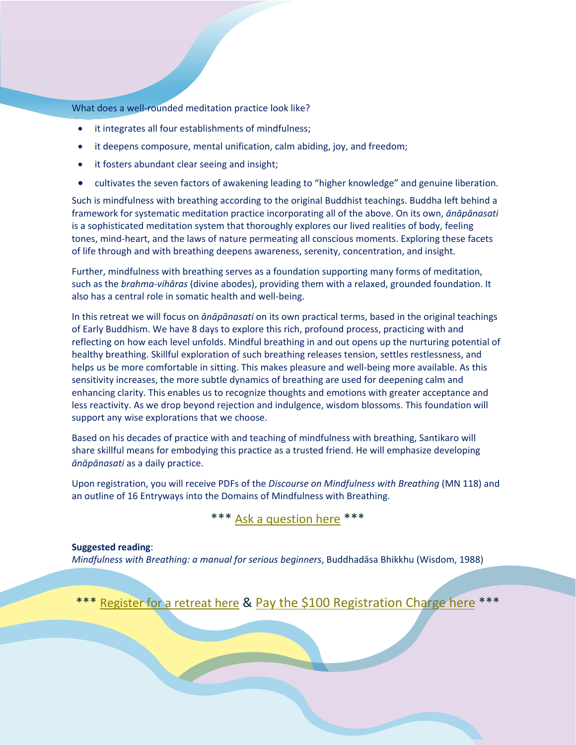What does a well-rounded meditation practice look like?

- it integrates all four establishments of mindfulness;
- it deepens composure, mental unification, calm abiding, joy, and freedom;
- it fosters abundant clear seeing and insight;
- cultivates the seven factors of awakening leading to "higher knowledge" and genuine liberation.

Such is mindfulness with breathing according to the original Buddhist teachings. Buddha left behind a framework for systematic meditation practice incorporating all of the above. On its own, *ānāpānasati* is a sophisticated meditation system that thoroughly explores our lived realities of body, feeling tones, mind-heart, and the laws of nature permeating all conscious moments. Exploring these facets of life through and with breathing deepens awareness, serenity, concentration, and insight.

Further, mindfulness with breathing serves as a foundation supporting many forms of meditation, such as the *brahma-vihāras* (divine abodes), providing them with a relaxed, grounded foundation. It also has a central role in somatic health and well-being.

In this retreat we will focus on *ānāpānasati* on its own practical terms, based in the original teachings of Early Buddhism. We have 8 days to explore this rich, profound process, practicing with and reflecting on how each level unfolds. Mindful breathing in and out opens up the nurturing potential of healthy breathing. Skillful exploration of such breathing releases tension, settles restlessness, and helps us be more comfortable in sitting. This makes pleasure and well-being more available. As this sensitivity increases, the more subtle dynamics of breathing are used for deepening calm and enhancing clarity. This enables us to recognize thoughts and emotions with greater acceptance and less reactivity. As we drop beyond rejection and indulgence, wisdom blossoms. This foundation will support any wise explorations that we choose.

Based on his decades of practice with and teaching of mindfulness with breathing, Santikaro will share skillful means for embodying this practice as a trusted friend. He will emphasize developing *ānāpānasati* as a daily practice.

Upon registration, you will receive PDFs of the *Discourse on Mindfulness with Breathing* (MN 118) and an outline of 16 Entryways into the Domains of Mindfulness with Breathing.

*** Ask a question here ***

**Suggested reading**:
*Mindfulness with Breathing: a manual for serious beginners*, Buddhadāsa Bhikkhu (Wisdom, 1988)

*** Register for a retreat here & Pay the $100 Registration Charge here ***